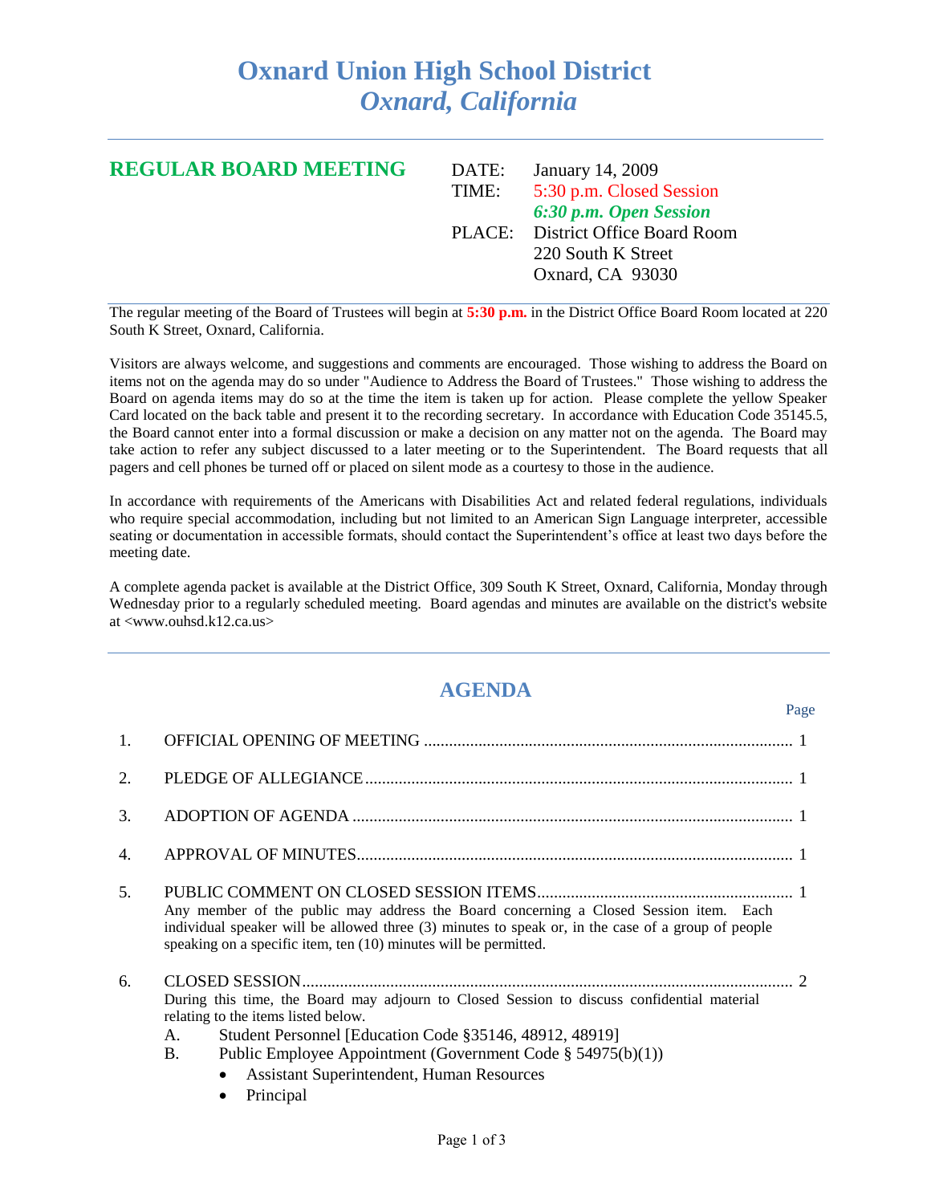# Oxnard Union High School District
## *Oxnard, California*

---

## REGULAR BOARD MEETING

DATE: January 14, 2009
TIME: 5:30 p.m. Closed Session
***6:30 p.m. Open Session***
PLACE: District Office Board Room
220 South K Street
Oxnard, CA 93030

The regular meeting of the Board of Trustees will begin at **5:30 p.m.** in the District Office Board Room located at 220 South K Street, Oxnard, California.

Visitors are always welcome, and suggestions and comments are encouraged. Those wishing to address the Board on items not on the agenda may do so under "Audience to Address the Board of Trustees." Those wishing to address the Board on agenda items may do so at the time the item is taken up for action. Please complete the yellow Speaker Card located on the back table and present it to the recording secretary. In accordance with Education Code 35145.5, the Board cannot enter into a formal discussion or make a decision on any matter not on the agenda. The Board may take action to refer any subject discussed to a later meeting or to the Superintendent. The Board requests that all pagers and cell phones be turned off or placed on silent mode as a courtesy to those in the audience.

In accordance with requirements of the Americans with Disabilities Act and related federal regulations, individuals who require special accommodation, including but not limited to an American Sign Language interpreter, accessible seating or documentation in accessible formats, should contact the Superintendent's office at least two days before the meeting date.

A complete agenda packet is available at the District Office, 309 South K Street, Oxnard, California, Monday through Wednesday prior to a regularly scheduled meeting. Board agendas and minutes are available on the district's website at <www.ouhsd.k12.ca.us>

---

## AGENDA

| | | Page |
|---|---|---|
| 1. | OFFICIAL OPENING OF MEETING | 1 |
| 2. | PLEDGE OF ALLEGIANCE | 1 |
| 3. | ADOPTION OF AGENDA | 1 |
| 4. | APPROVAL OF MINUTES | 1 |
| 5. | PUBLIC COMMENT ON CLOSED SESSION ITEMS | 1 |
| 6. | CLOSED SESSION | 2 |

5. PUBLIC COMMENT ON CLOSED SESSION ITEMS ... 1
Any member of the public may address the Board concerning a Closed Session item. Each individual speaker will be allowed three (3) minutes to speak or, in the case of a group of people speaking on a specific item, ten (10) minutes will be permitted.

6. CLOSED SESSION ... 2
During this time, the Board may adjourn to Closed Session to discuss confidential material relating to the items listed below.
   - A. Student Personnel [Education Code §35146, 48912, 48919]
   - B. Public Employee Appointment (Government Code § 54975(b)(1))
     - Assistant Superintendent, Human Resources
     - Principal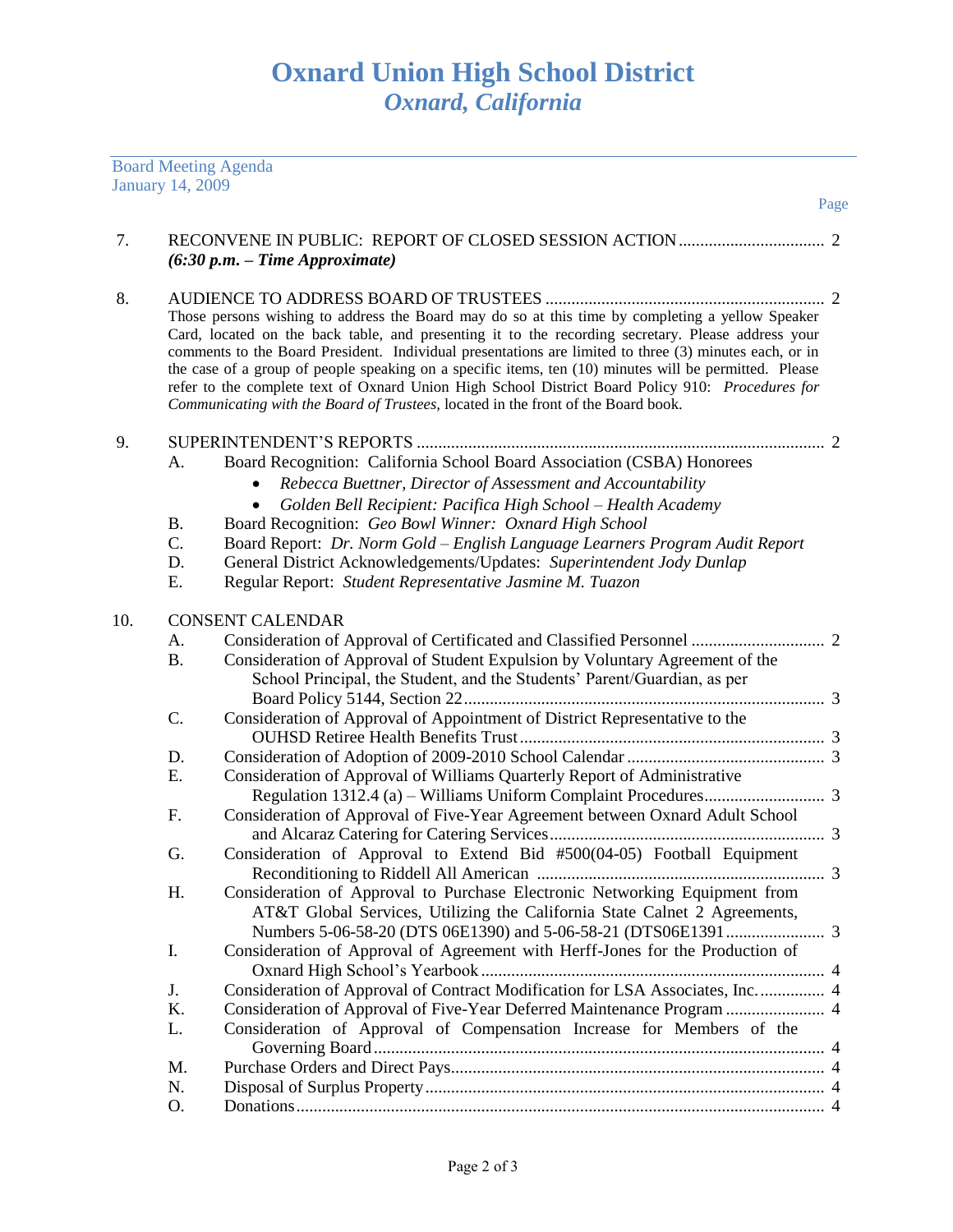# Oxnard Union High School District
## *Oxnard, California*

Board Meeting Agenda
January 14, 2009

Page

7. RECONVENE IN PUBLIC: REPORT OF CLOSED SESSION ACTION .................................. 2
   ***(6:30 p.m. – Time Approximate)***

8. AUDIENCE TO ADDRESS BOARD OF TRUSTEES ................................................................. 2
   Those persons wishing to address the Board may do so at this time by completing a yellow Speaker Card, located on the back table, and presenting it to the recording secretary. Please address your comments to the Board President. Individual presentations are limited to three (3) minutes each, or in the case of a group of people speaking on a specific items, ten (10) minutes will be permitted. Please refer to the complete text of Oxnard Union High School District Board Policy 910: *Procedures for Communicating with the Board of Trustees,* located in the front of the Board book.

9. SUPERINTENDENT'S REPORTS ............................................................................................... 2
   - A. Board Recognition: California School Board Association (CSBA) Honorees
     - *Rebecca Buettner, Director of Assessment and Accountability*
     - *Golden Bell Recipient: Pacifica High School – Health Academy*
   - B. Board Recognition: *Geo Bowl Winner: Oxnard High School*
   - C. Board Report: *Dr. Norm Gold – English Language Learners Program Audit Report*
   - D. General District Acknowledgements/Updates: *Superintendent Jody Dunlap*
   - E. Regular Report: *Student Representative Jasmine M. Tuazon*

10. CONSENT CALENDAR
   - A. Consideration of Approval of Certificated and Classified Personnel ............................... 2
   - B. Consideration of Approval of Student Expulsion by Voluntary Agreement of the School Principal, the Student, and the Students' Parent/Guardian, as per Board Policy 5144, Section 22 .................................................................................... 3
   - C. Consideration of Approval of Appointment of District Representative to the OUHSD Retiree Health Benefits Trust ...................................................................... 3
   - D. Consideration of Adoption of 2009-2010 School Calendar .............................................. 3
   - E. Consideration of Approval of Williams Quarterly Report of Administrative Regulation 1312.4 (a) – Williams Uniform Complaint Procedures ............................ 3
   - F. Consideration of Approval of Five-Year Agreement between Oxnard Adult School and Alcaraz Catering for Catering Services ............................................................... 3
   - G. Consideration of Approval to Extend Bid #500(04-05) Football Equipment Reconditioning to Riddell All American .................................................................. 3
   - H. Consideration of Approval to Purchase Electronic Networking Equipment from AT&T Global Services, Utilizing the California State Calnet 2 Agreements, Numbers 5-06-58-20 (DTS 06E1390) and 5-06-58-21 (DTS06E1391 ....................... 3
   - I. Consideration of Approval of Agreement with Herff-Jones for the Production of Oxnard High School's Yearbook ................................................................................ 4
   - J. Consideration of Approval of Contract Modification for LSA Associates, Inc. ............... 4
   - K. Consideration of Approval of Five-Year Deferred Maintenance Program ....................... 4
   - L. Consideration of Approval of Compensation Increase for Members of the Governing Board ........................................................................................................ 4
   - M. Purchase Orders and Direct Pays ...................................................................................... 4
   - N. Disposal of Surplus Property ............................................................................................. 4
   - O. Donations ........................................................................................................................... 4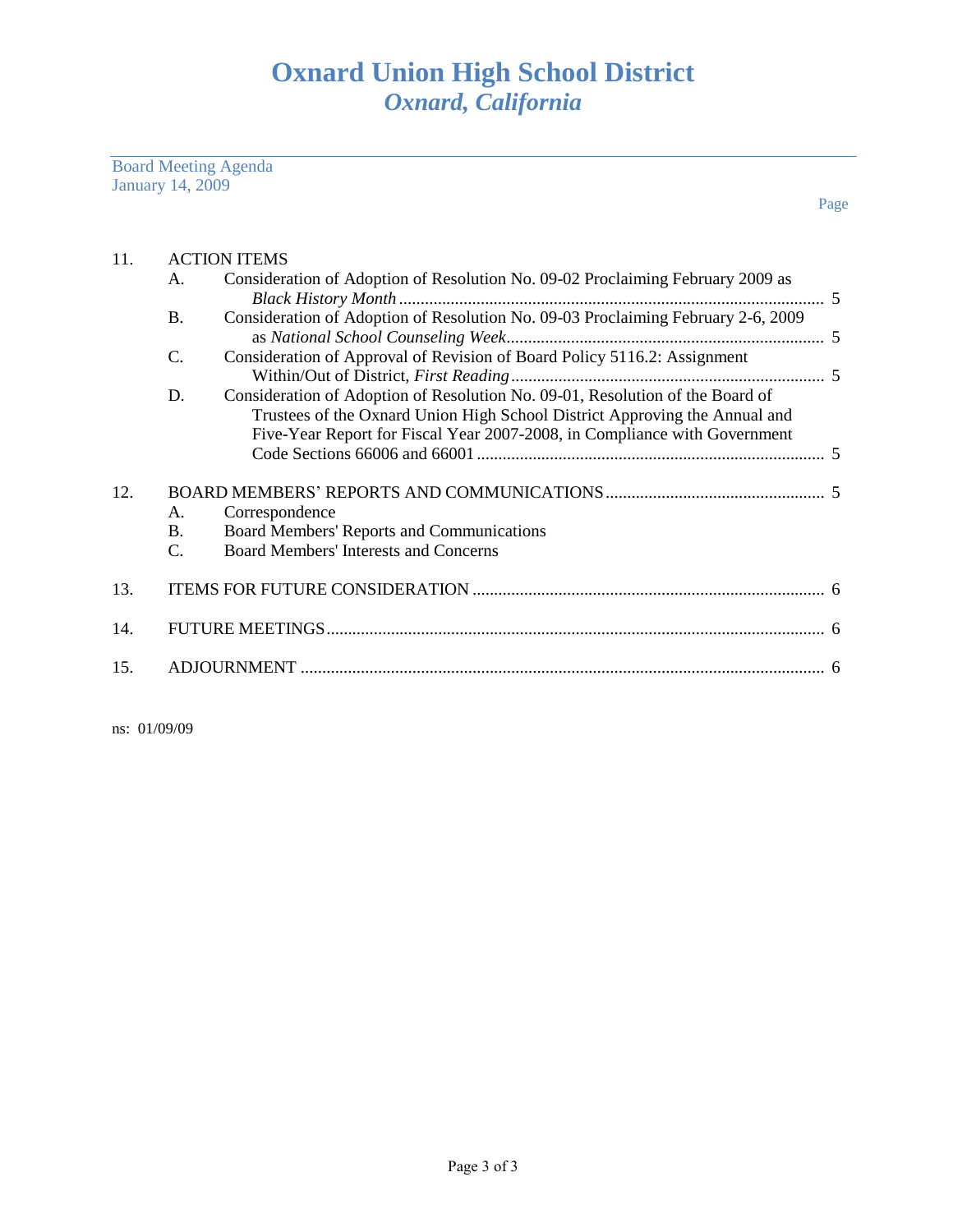# Oxnard Union High School District
## *Oxnard, California*

Board Meeting Agenda
January 14, 2009

Page

11. ACTION ITEMS
    - A. Consideration of Adoption of Resolution No. 09-02 Proclaiming February 2009 as *Black History Month* .......... 5
    - B. Consideration of Adoption of Resolution No. 09-03 Proclaiming February 2-6, 2009 as *National School Counseling Week* .......... 5
    - C. Consideration of Approval of Revision of Board Policy 5116.2: Assignment Within/Out of District, *First Reading* .......... 5
    - D. Consideration of Adoption of Resolution No. 09-01, Resolution of the Board of Trustees of the Oxnard Union High School District Approving the Annual and Five-Year Report for Fiscal Year 2007-2008, in Compliance with Government Code Sections 66006 and 66001 .......... 5

12. BOARD MEMBERS' REPORTS AND COMMUNICATIONS .......... 5
    - A. Correspondence
    - B. Board Members' Reports and Communications
    - C. Board Members' Interests and Concerns

13. ITEMS FOR FUTURE CONSIDERATION .......... 6

14. FUTURE MEETINGS .......... 6

15. ADJOURNMENT .......... 6

ns: 01/09/09